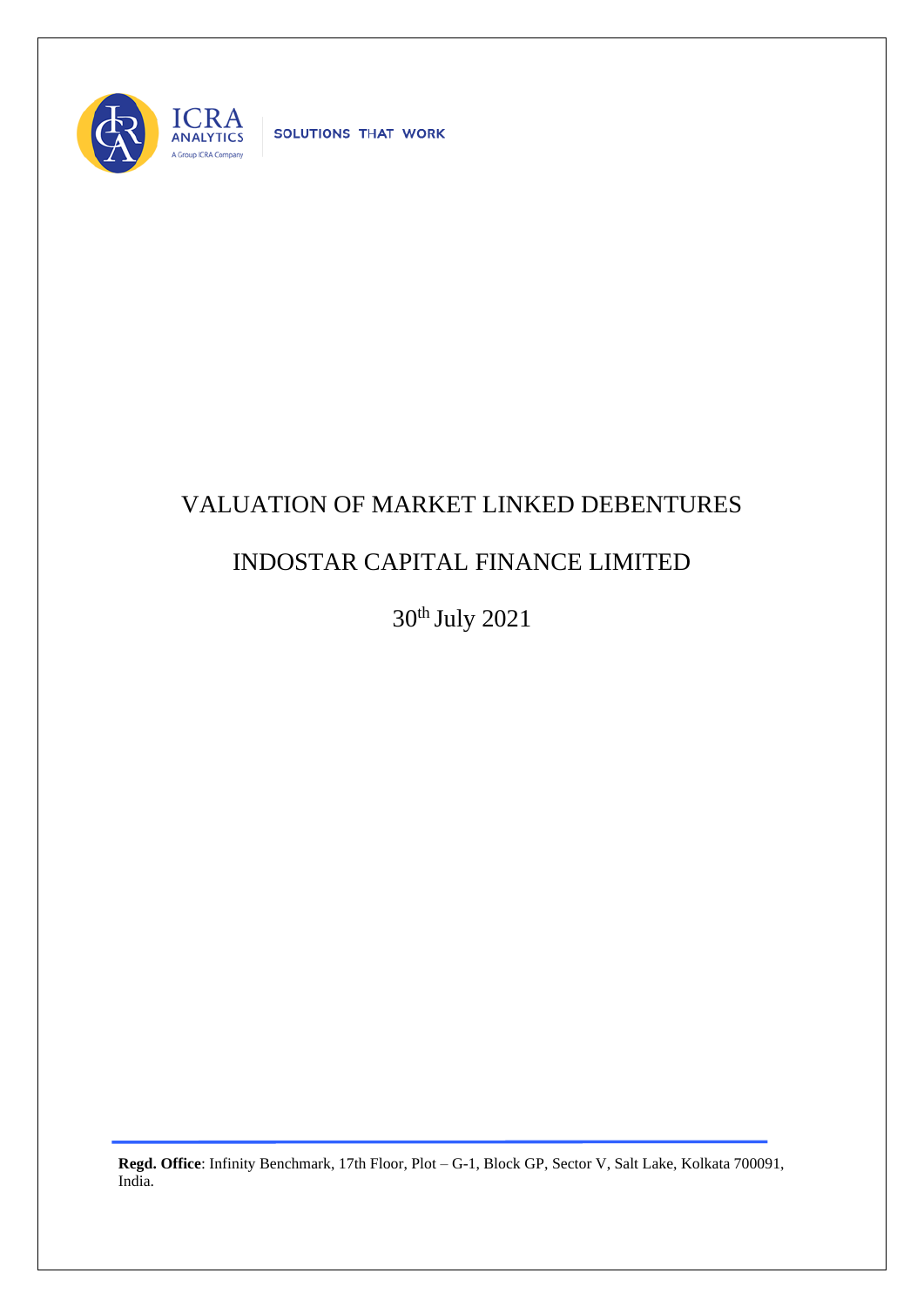ICRA ANALYTICS

A Group ICRA Company

SOLUTIONS THAT WORK

# VALUATION OF MARKET LINKED DEBENTURES

# INDOSTAR CAPITAL FINANCE LIMITED

30th July 2021

**Regd. Office**: Infinity Benchmark, 17th Floor, Plot – G-1, Block GP, Sector V, Salt Lake, Kolkata 700091, India.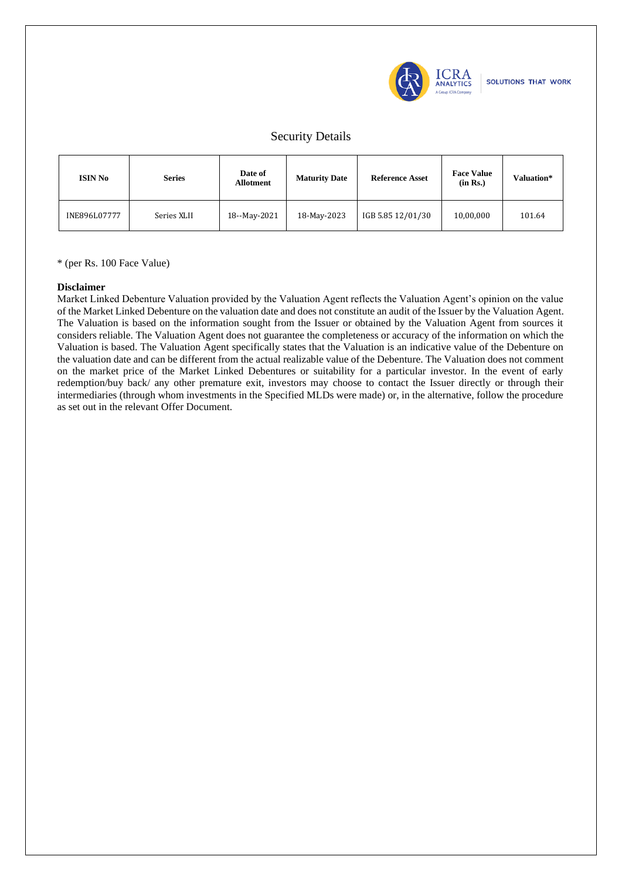## Security Details

| ISIN No | Series | Date of Allotment | Maturity Date | Reference Asset | Face Value (in Rs.) | Valuation* |
|---|---|---|---|---|---|---|
| INE896L07777 | Series XLII | 18--May-2021 | 18-May-2023 | IGB 5.85 12/01/30 | 10,00,000 | 101.64 |

* (per Rs. 100 Face Value)

**Disclaimer**

Market Linked Debenture Valuation provided by the Valuation Agent reflects the Valuation Agent's opinion on the value of the Market Linked Debenture on the valuation date and does not constitute an audit of the Issuer by the Valuation Agent. The Valuation is based on the information sought from the Issuer or obtained by the Valuation Agent from sources it considers reliable. The Valuation Agent does not guarantee the completeness or accuracy of the information on which the Valuation is based. The Valuation Agent specifically states that the Valuation is an indicative value of the Debenture on the valuation date and can be different from the actual realizable value of the Debenture. The Valuation does not comment on the market price of the Market Linked Debentures or suitability for a particular investor. In the event of early redemption/buy back/ any other premature exit, investors may choose to contact the Issuer directly or through their intermediaries (through whom investments in the Specified MLDs were made) or, in the alternative, follow the procedure as set out in the relevant Offer Document.